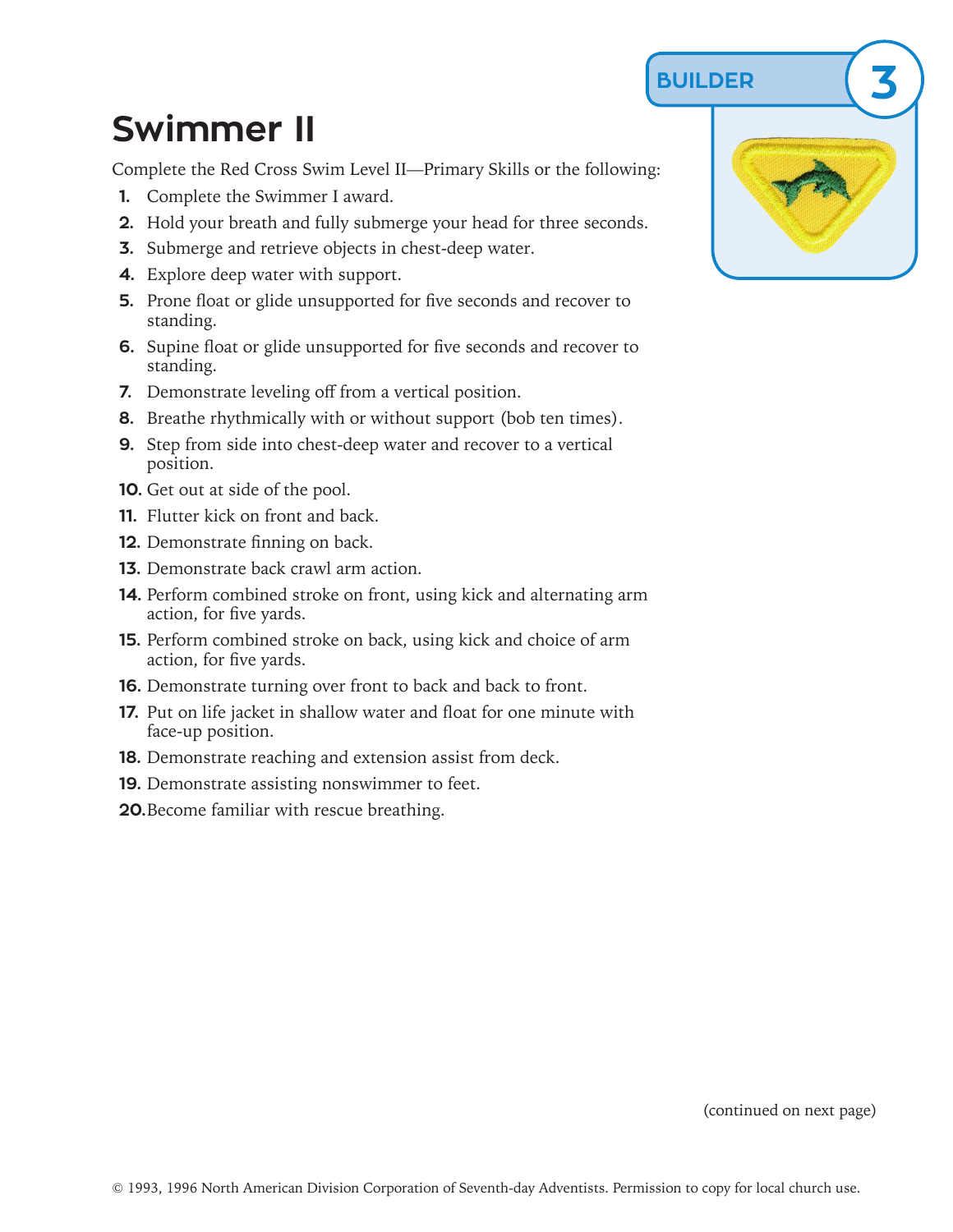BUILDER 3

# Swimmer II

Complete the Red Cross Swim Level II—Primary Skills or the following:

1. Complete the Swimmer I award.
2. Hold your breath and fully submerge your head for three seconds.
3. Submerge and retrieve objects in chest-deep water.
4. Explore deep water with support.
5. Prone float or glide unsupported for five seconds and recover to standing.
6. Supine float or glide unsupported for five seconds and recover to standing.
7. Demonstrate leveling off from a vertical position.
8. Breathe rhythmically with or without support (bob ten times).
9. Step from side into chest-deep water and recover to a vertical position.
10. Get out at side of the pool.
11. Flutter kick on front and back.
12. Demonstrate finning on back.
13. Demonstrate back crawl arm action.
14. Perform combined stroke on front, using kick and alternating arm action, for five yards.
15. Perform combined stroke on back, using kick and choice of arm action, for five yards.
16. Demonstrate turning over front to back and back to front.
17. Put on life jacket in shallow water and float for one minute with face-up position.
18. Demonstrate reaching and extension assist from deck.
19. Demonstrate assisting nonswimmer to feet.
20. Become familiar with rescue breathing.

(continued on next page)

© 1993, 1996 North American Division Corporation of Seventh-day Adventists. Permission to copy for local church use.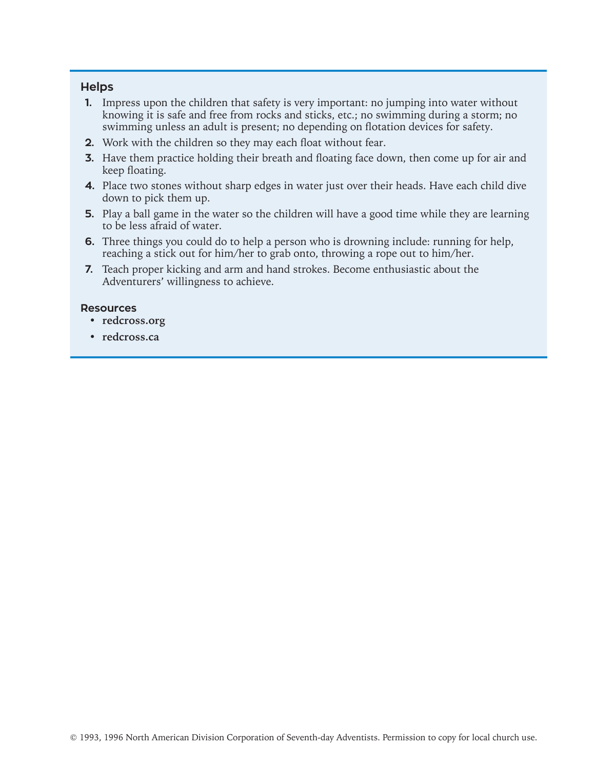### Helps

1. Impress upon the children that safety is very important: no jumping into water without knowing it is safe and free from rocks and sticks, etc.; no swimming during a storm; no swimming unless an adult is present; no depending on flotation devices for safety.
2. Work with the children so they may each float without fear.
3. Have them practice holding their breath and floating face down, then come up for air and keep floating.
4. Place two stones without sharp edges in water just over their heads. Have each child dive down to pick them up.
5. Play a ball game in the water so the children will have a good time while they are learning to be less afraid of water.
6. Three things you could do to help a person who is drowning include: running for help, reaching a stick out for him/her to grab onto, throwing a rope out to him/her.
7. Teach proper kicking and arm and hand strokes. Become enthusiastic about the Adventurers' willingness to achieve.

### Resources

- **redcross.org**
- **redcross.ca**

© 1993, 1996 North American Division Corporation of Seventh-day Adventists. Permission to copy for local church use.